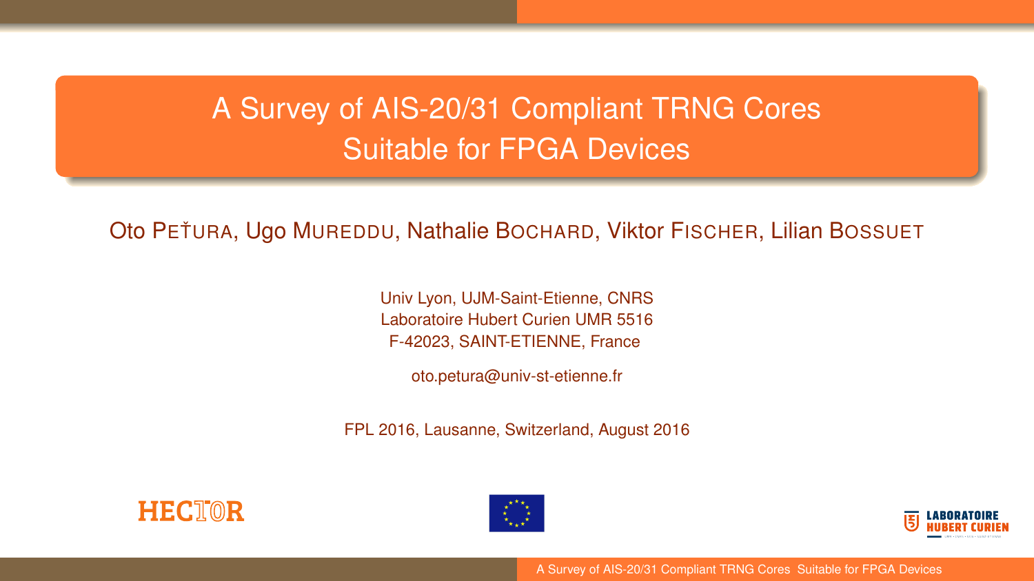# A Survey of AIS-20/31 Compliant TRNG Cores Suitable for FPGA Devices

Oto PEŤURA, Ugo MUREDDU, Nathalie BOCHARD, Viktor FISCHER, Lilian BOSSUET

Univ Lyon, UJM-Saint-Etienne, CNRS
Laboratoire Hubert Curien UMR 5516
F-42023, SAINT-ETIENNE, France

oto.petura@univ-st-etienne.fr

FPL 2016, Lausanne, Switzerland, August 2016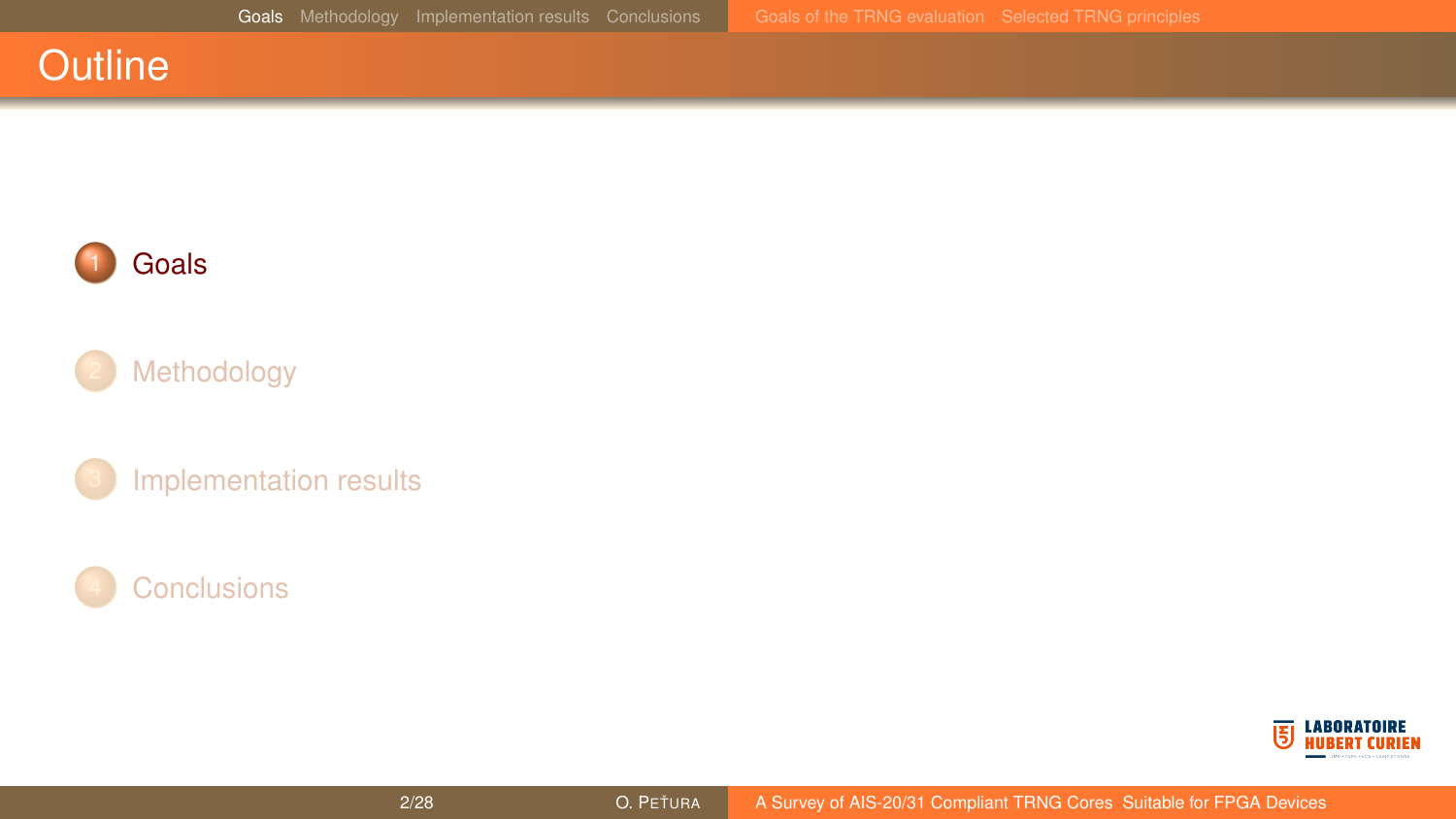# Outline

1. Goals
2. Methodology
3. Implementation results
4. Conclusions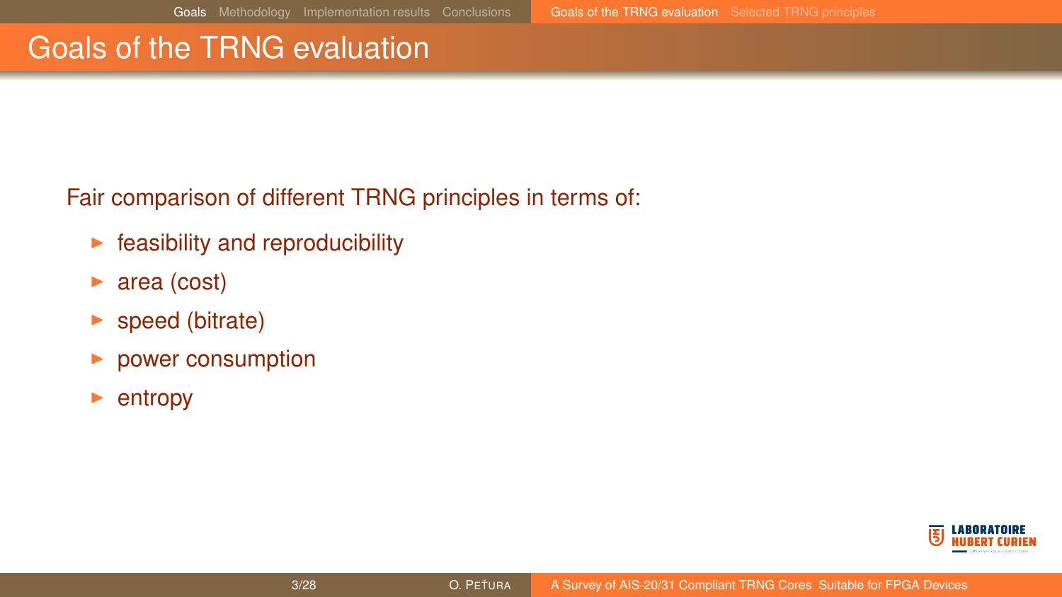# Goals of the TRNG evaluation

Fair comparison of different TRNG principles in terms of:

- feasibility and reproducibility
- area (cost)
- speed (bitrate)
- power consumption
- entropy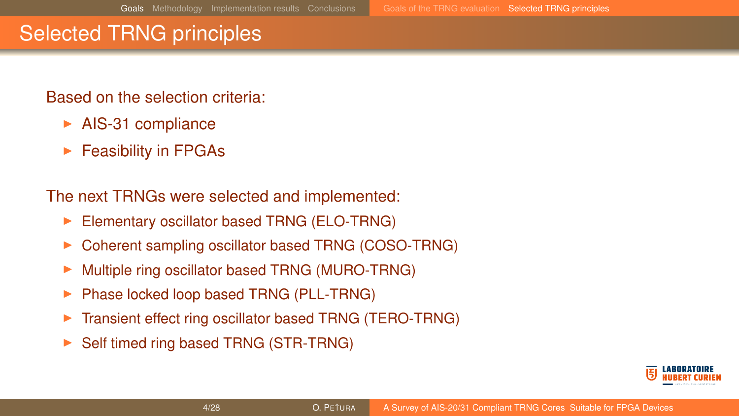# Selected TRNG principles

Based on the selection criteria:

- AIS-31 compliance
- Feasibility in FPGAs

The next TRNGs were selected and implemented:

- Elementary oscillator based TRNG (ELO-TRNG)
- Coherent sampling oscillator based TRNG (COSO-TRNG)
- Multiple ring oscillator based TRNG (MURO-TRNG)
- Phase locked loop based TRNG (PLL-TRNG)
- Transient effect ring oscillator based TRNG (TERO-TRNG)
- Self timed ring based TRNG (STR-TRNG)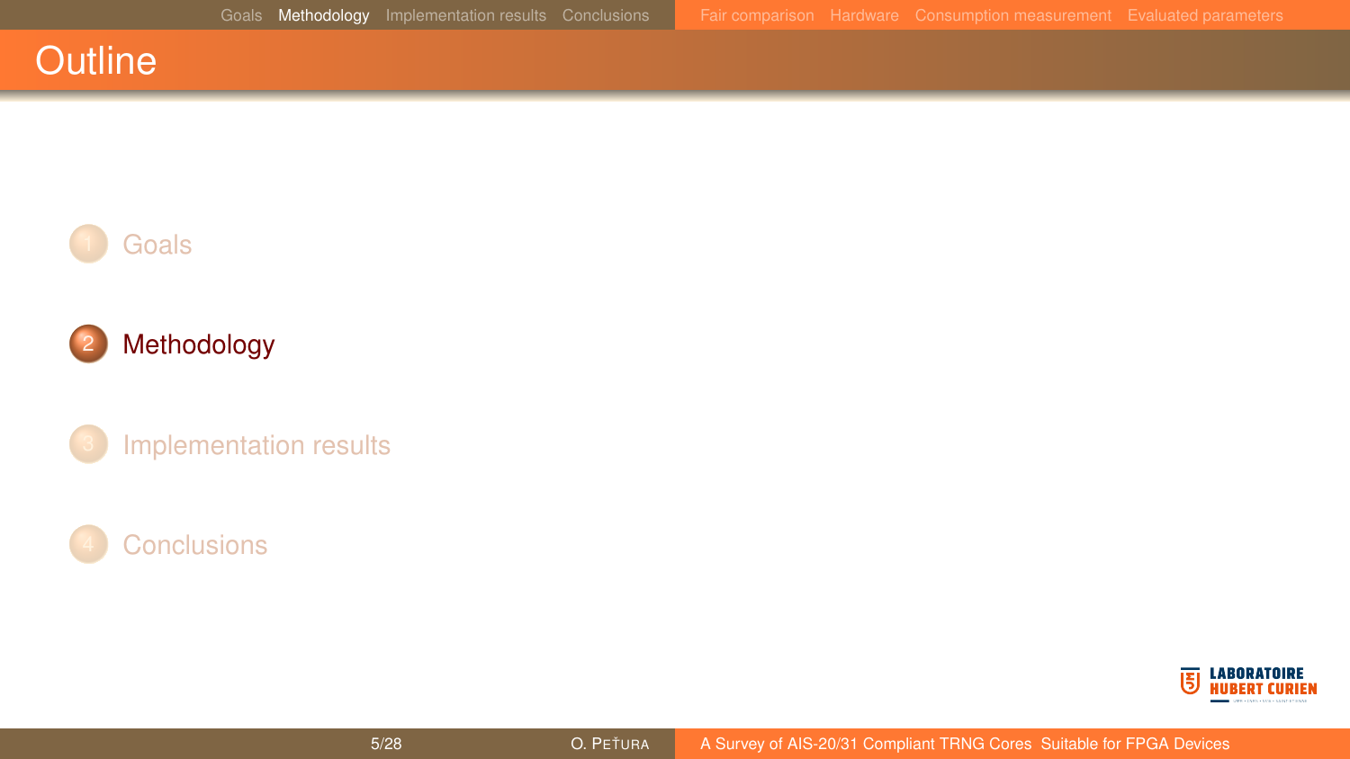# Outline

1. Goals
2. **Methodology**
3. Implementation results
4. Conclusions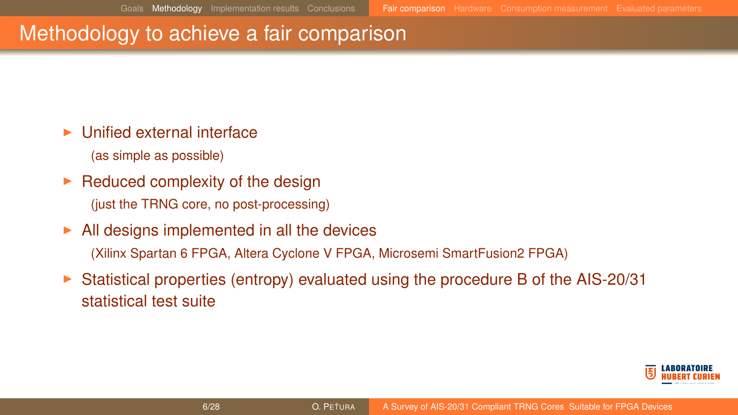# Methodology to achieve a fair comparison

- Unified external interface
  (as simple as possible)
- Reduced complexity of the design
  (just the TRNG core, no post-processing)
- All designs implemented in all the devices
  (Xilinx Spartan 6 FPGA, Altera Cyclone V FPGA, Microsemi SmartFusion2 FPGA)
- Statistical properties (entropy) evaluated using the procedure B of the AIS-20/31 statistical test suite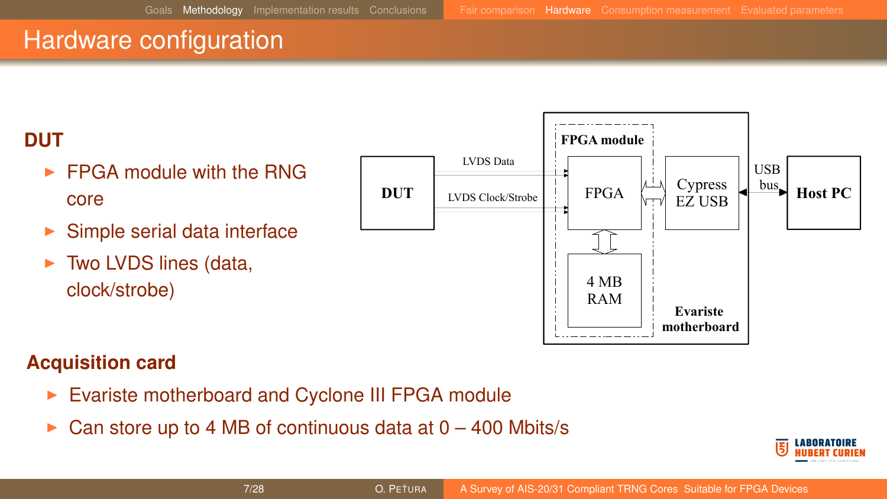# Hardware configuration

### DUT

- FPGA module with the RNG core
- Simple serial data interface
- Two LVDS lines (data, clock/strobe)

### Acquisition card

- Evariste motherboard and Cyclone III FPGA module
- Can store up to 4 MB of continuous data at 0 – 400 Mbits/s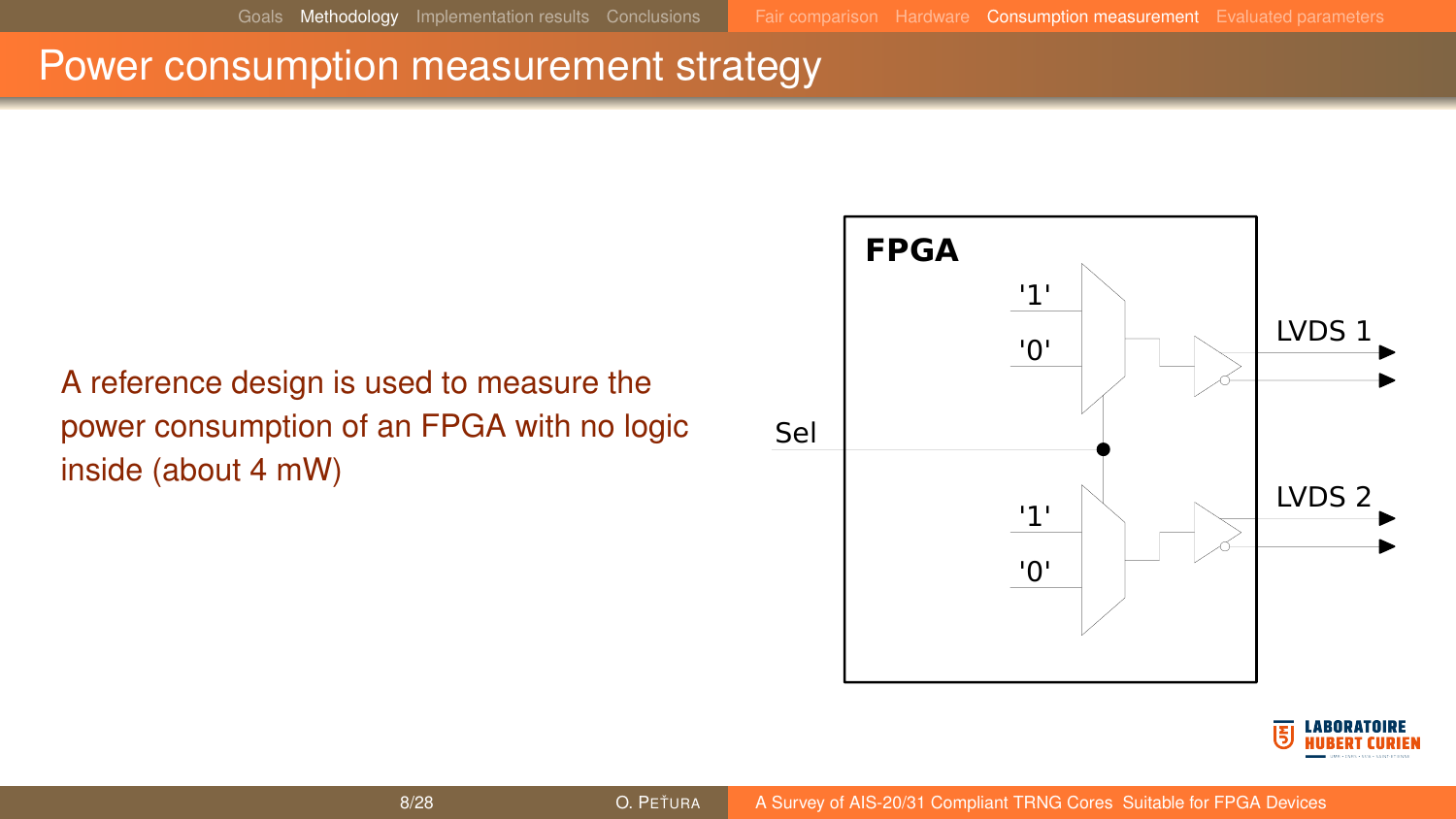# Power consumption measurement strategy

A reference design is used to measure the power consumption of an FPGA with no logic inside (about 4 mW)

FPGA

'1'

'0'

LVDS 1

Sel

'1'

'0'

LVDS 2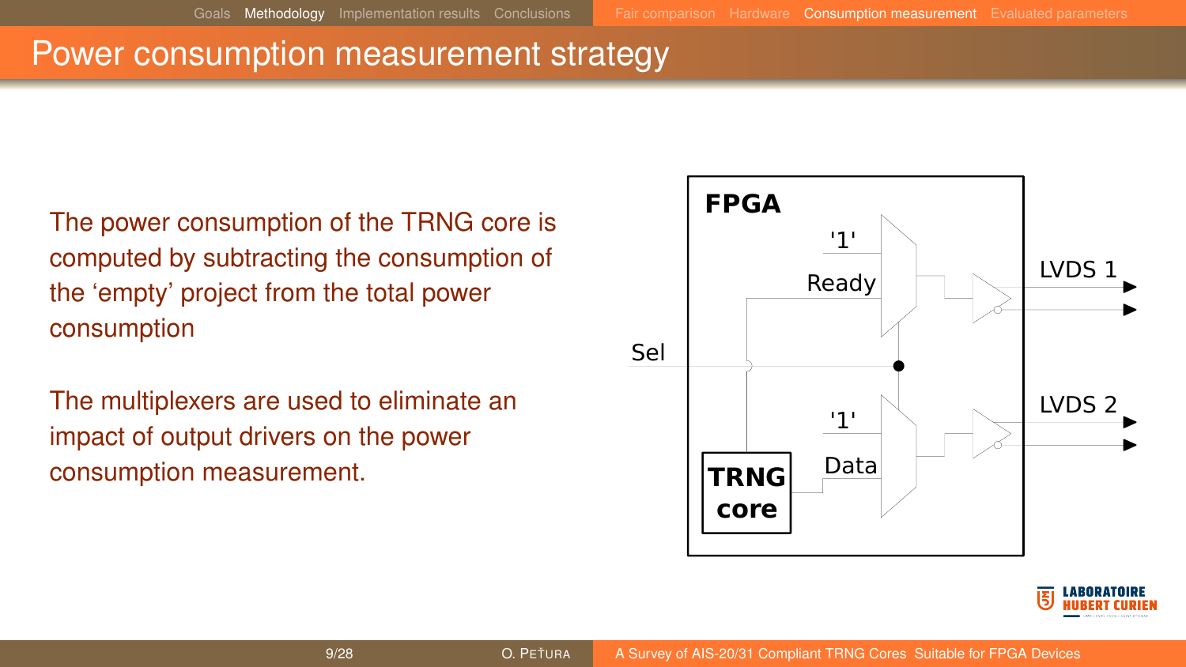# Power consumption measurement strategy

The power consumption of the TRNG core is computed by subtracting the consumption of the ‘empty’ project from the total power consumption

The multiplexers are used to eliminate an impact of output drivers on the power consumption measurement.

FPGA

'1'

Ready

LVDS 1

Sel

'1'

Data

LVDS 2

TRNG core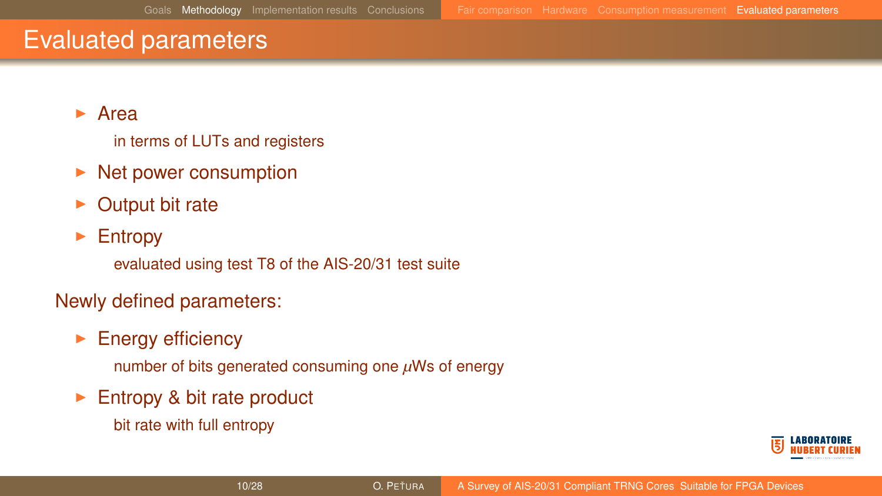# Evaluated parameters

- Area

  in terms of LUTs and registers

- Net power consumption
- Output bit rate
- Entropy

  evaluated using test T8 of the AIS-20/31 test suite

Newly defined parameters:

- Energy efficiency

  number of bits generated consuming one $\mu$Ws of energy

- Entropy & bit rate product

  bit rate with full entropy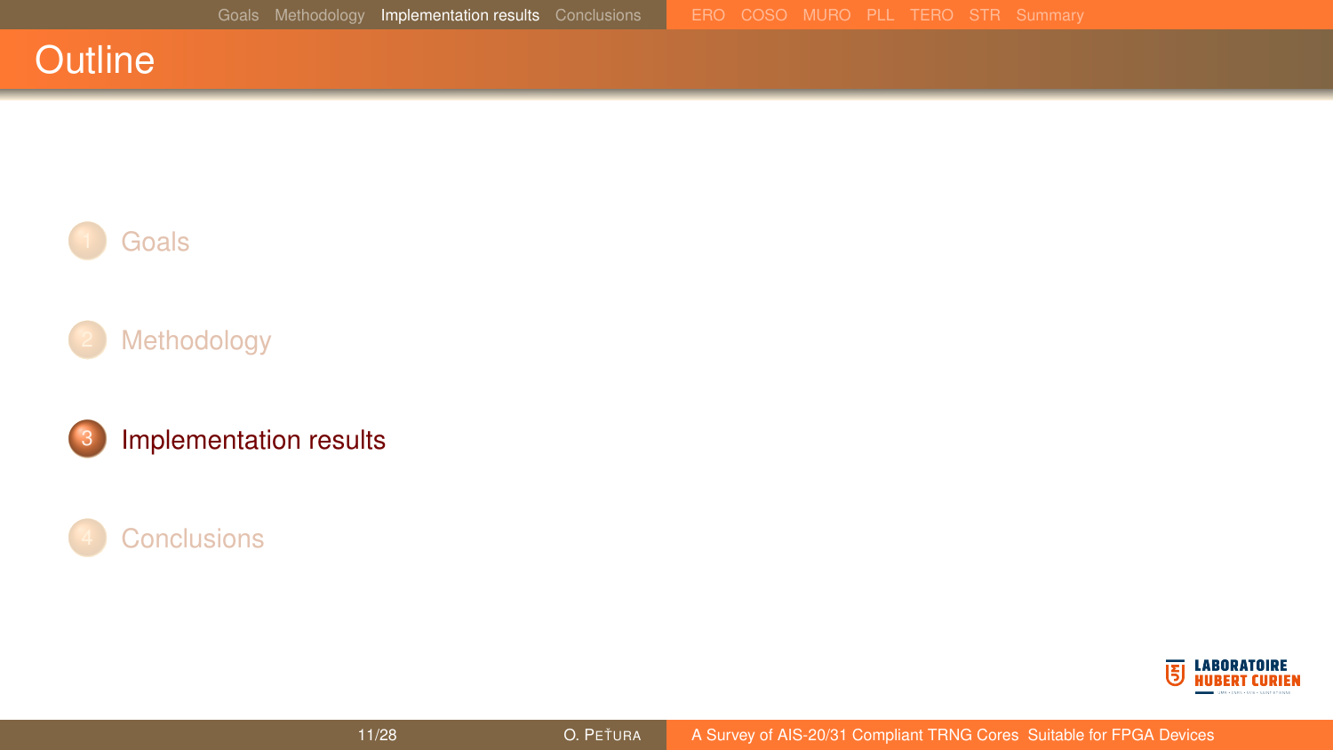# Outline

1. Goals
2. Methodology
3. **Implementation results**
4. Conclusions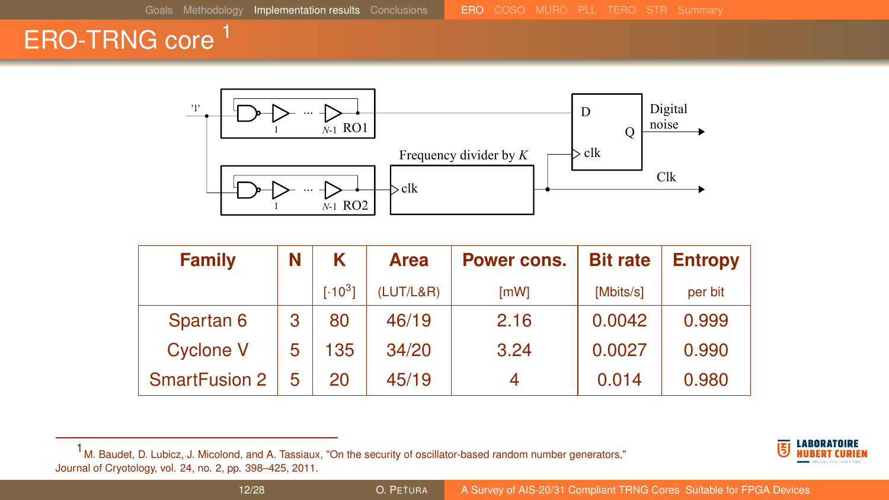# ERO-TRNG core [1]

'1'

RO1: 1 ... $N$-1

RO2: 1 ... $N$-1

Frequency divider by $K$

clk

D, Q, clk

Digital noise

Clk

| Family | N | K | Area | Power cons. | Bit rate | Entropy |
|---|---|---|---|---|---|---|
| | | $[\cdot 10^3]$ | (LUT/L&R) | [mW] | [Mbits/s] | per bit |
| Spartan 6 | 3 | 80 | 46/19 | 2.16 | 0.0042 | 0.999 |
| Cyclone V | 5 | 135 | 34/20 | 3.24 | 0.0027 | 0.990 |
| SmartFusion 2 | 5 | 20 | 45/19 | 4 | 0.014 | 0.980 |

[1] M. Baudet, D. Lubicz, J. Micolond, and A. Tassiaux, "On the security of oscillator-based random number generators," Journal of Cryotology, vol. 24, no. 2, pp. 398–425, 2011.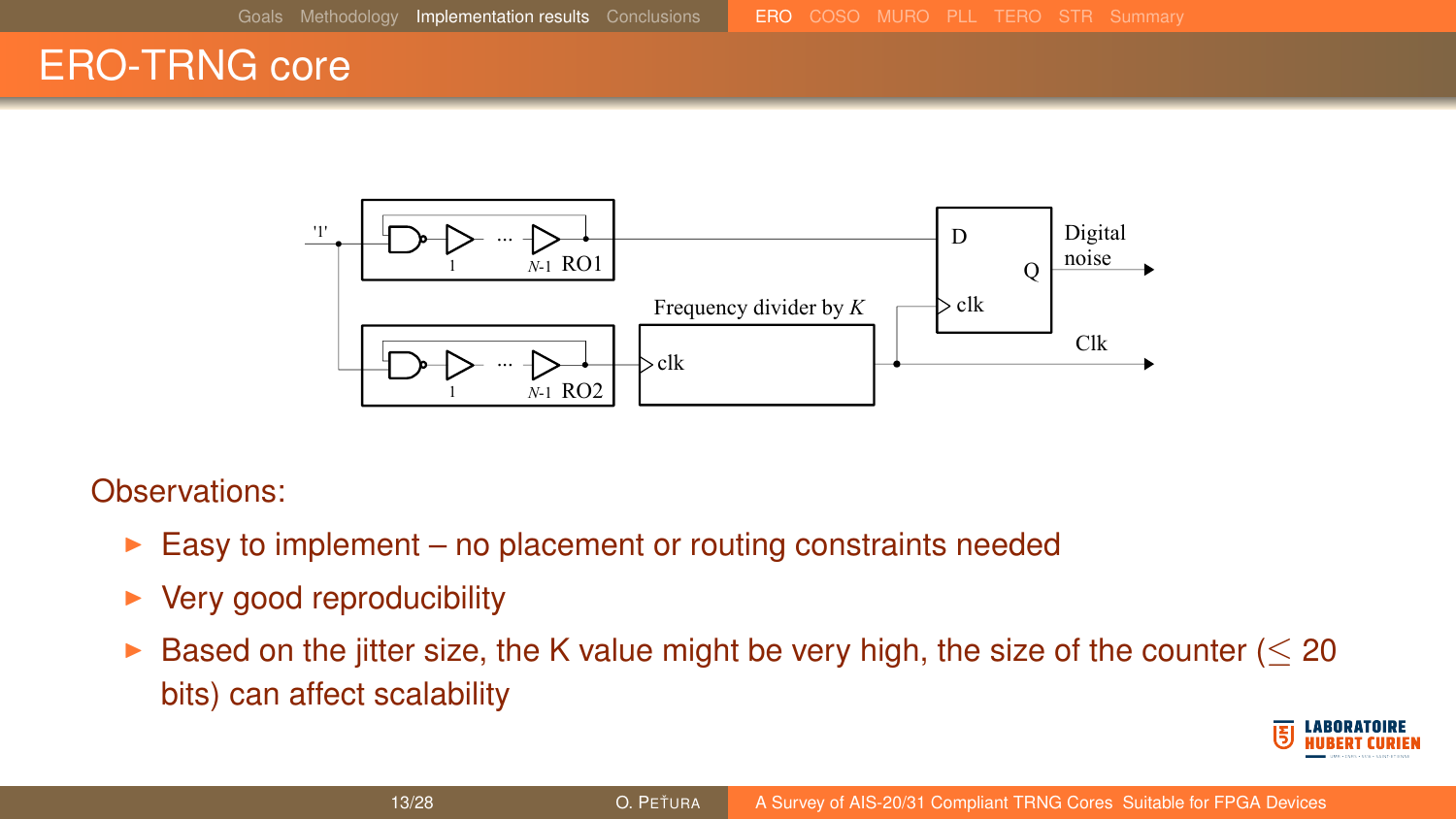# ERO-TRNG core

'1'

RO1

RO2

Frequency divider by $K$

D Q clk

Digital noise

Clk

Observations:

- Easy to implement – no placement or routing constraints needed
- Very good reproducibility
- Based on the jitter size, the K value might be very high, the size of the counter ($\leq$ 20 bits) can affect scalability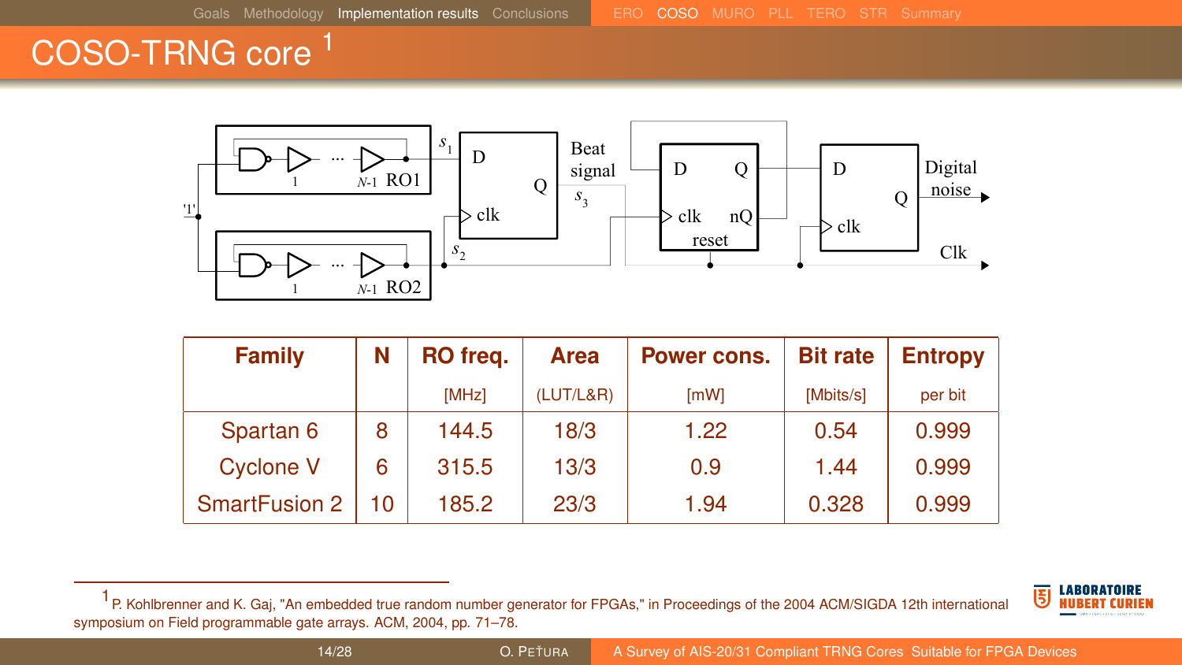# COSO-TRNG core [1]

| Family | N | RO freq. [MHz] | Area (LUT/L&R) | Power cons. [mW] | Bit rate [Mbits/s] | Entropy per bit |
|---|---|---|---|---|---|---|
| Spartan 6 | 8 | 144.5 | 18/3 | 1.22 | 0.54 | 0.999 |
| Cyclone V | 6 | 315.5 | 13/3 | 0.9 | 1.44 | 0.999 |
| SmartFusion 2 | 10 | 185.2 | 23/3 | 1.94 | 0.328 | 0.999 |

[1] P. Kohlbrenner and K. Gaj, "An embedded true random number generator for FPGAs," in Proceedings of the 2004 ACM/SIGDA 12th international symposium on Field programmable gate arrays. ACM, 2004, pp. 71–78.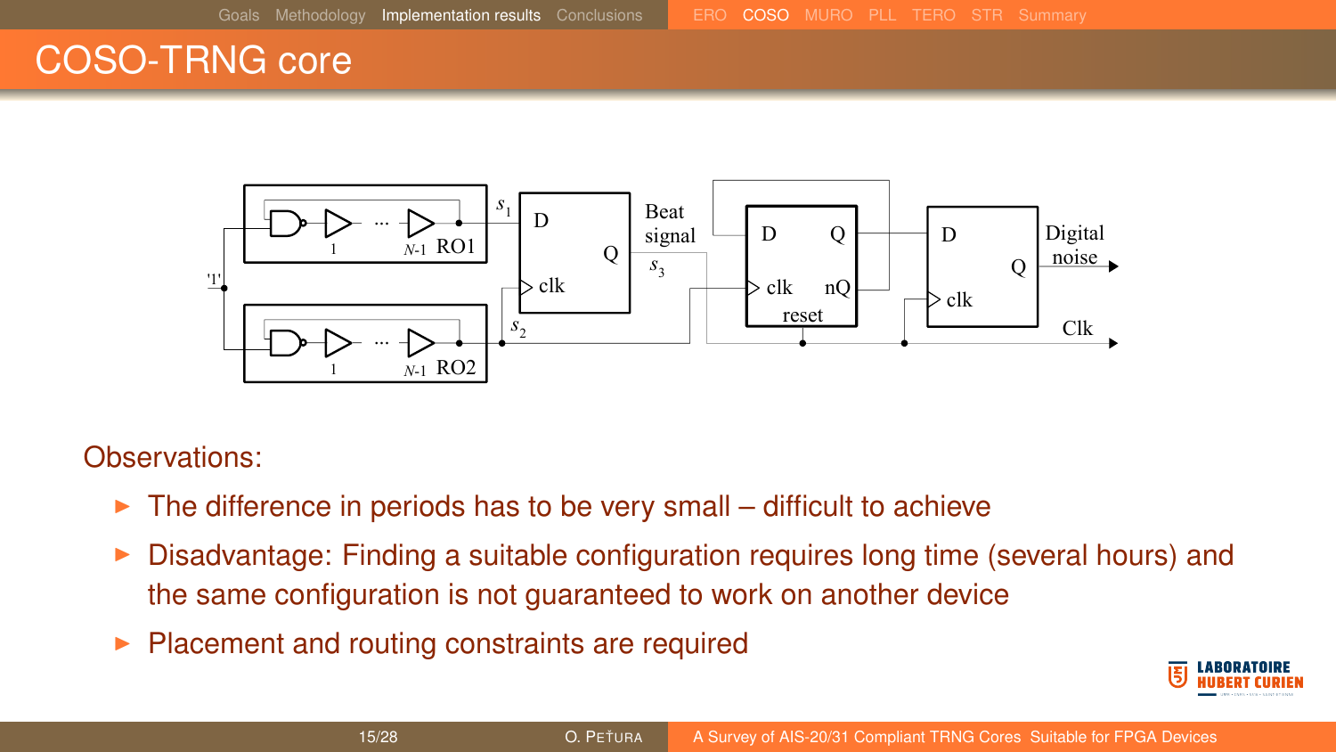# COSO-TRNG core

Observations:

- The difference in periods has to be very small – difficult to achieve
- Disadvantage: Finding a suitable configuration requires long time (several hours) and the same configuration is not guaranteed to work on another device
- Placement and routing constraints are required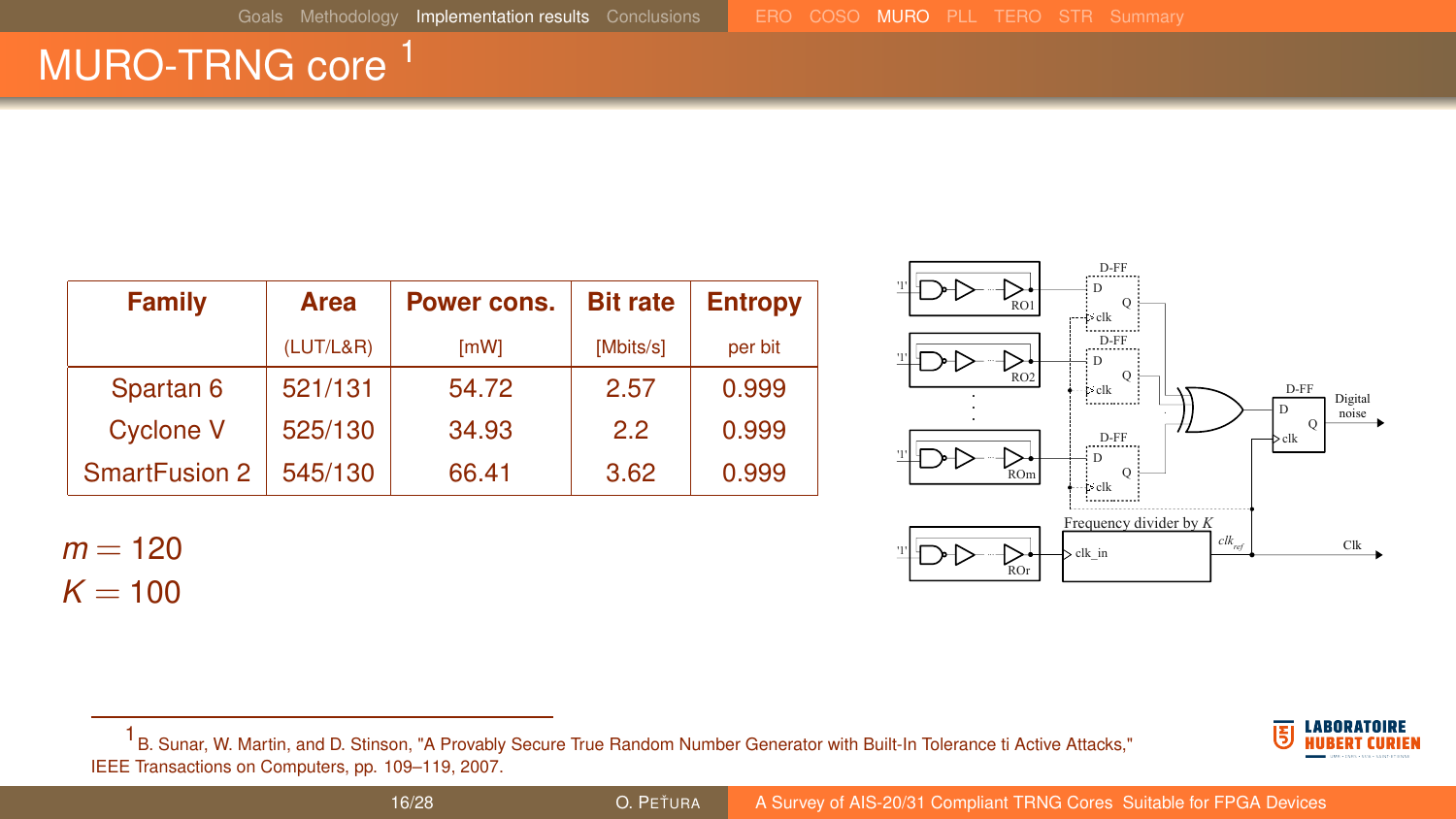# MURO-TRNG core [1]

| Family | Area | Power cons. | Bit rate | Entropy |
|---|---|---|---|---|
| | (LUT/L&R) | [mW] | [Mbits/s] | per bit |
| Spartan 6 | 521/131 | 54.72 | 2.57 | 0.999 |
| Cyclone V | 525/130 | 34.93 | 2.2 | 0.999 |
| SmartFusion 2 | 545/130 | 66.41 | 3.62 | 0.999 |

$m = 120$
$K = 100$

[1] B. Sunar, W. Martin, and D. Stinson, "A Provably Secure True Random Number Generator with Built-In Tolerance ti Active Attacks," IEEE Transactions on Computers, pp. 109–119, 2007.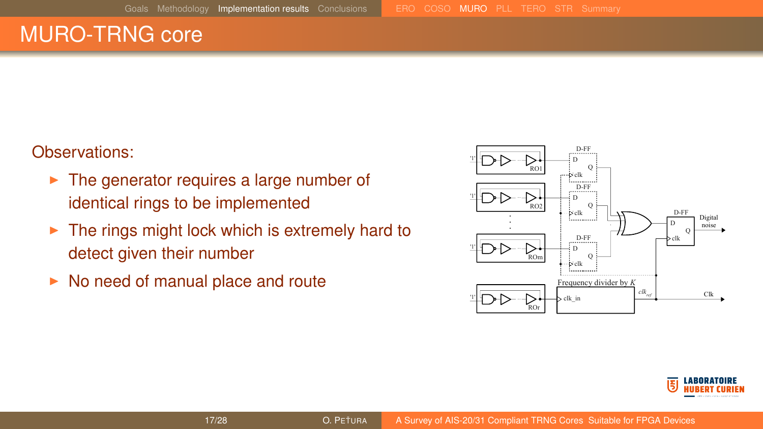# MURO-TRNG core

Observations:

- The generator requires a large number of identical rings to be implemented
- The rings might lock which is extremely hard to detect given their number
- No need of manual place and route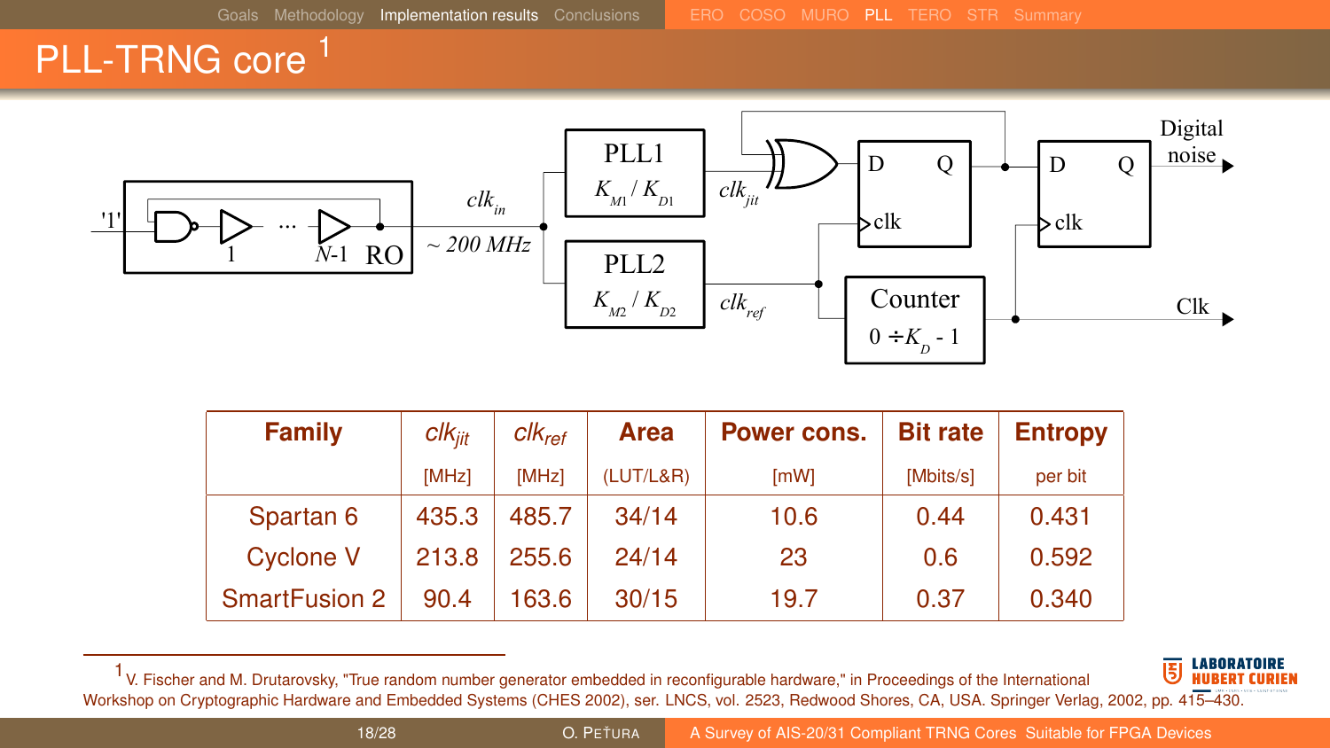# PLL-TRNG core [1]

| Family | $clk_{jit}$ [MHz] | $clk_{ref}$ [MHz] | Area (LUT/L&R) | Power cons. [mW] | Bit rate [Mbits/s] | Entropy per bit |
|---|---|---|---|---|---|---|
| Spartan 6 | 435.3 | 485.7 | 34/14 | 10.6 | 0.44 | 0.431 |
| Cyclone V | 213.8 | 255.6 | 24/14 | 23 | 0.6 | 0.592 |
| SmartFusion 2 | 90.4 | 163.6 | 30/15 | 19.7 | 0.37 | 0.340 |

[1] V. Fischer and M. Drutarovsky, "True random number generator embedded in reconfigurable hardware," in Proceedings of the International Workshop on Cryptographic Hardware and Embedded Systems (CHES 2002), ser. LNCS, vol. 2523, Redwood Shores, CA, USA. Springer Verlag, 2002, pp. 415–430.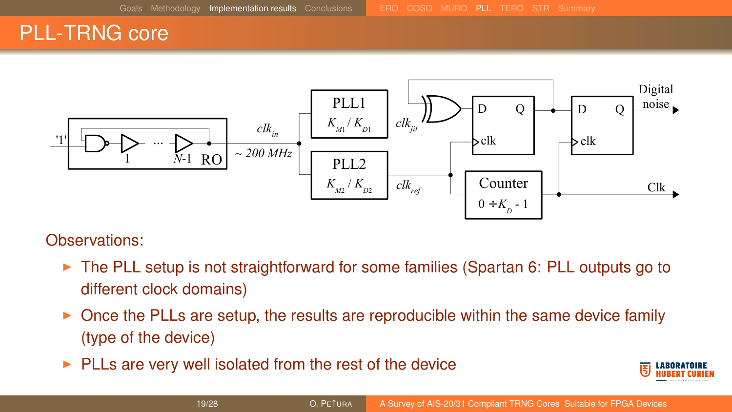# PLL-TRNG core

Observations:

- The PLL setup is not straightforward for some families (Spartan 6: PLL outputs go to different clock domains)
- Once the PLLs are setup, the results are reproducible within the same device family (type of the device)
- PLLs are very well isolated from the rest of the device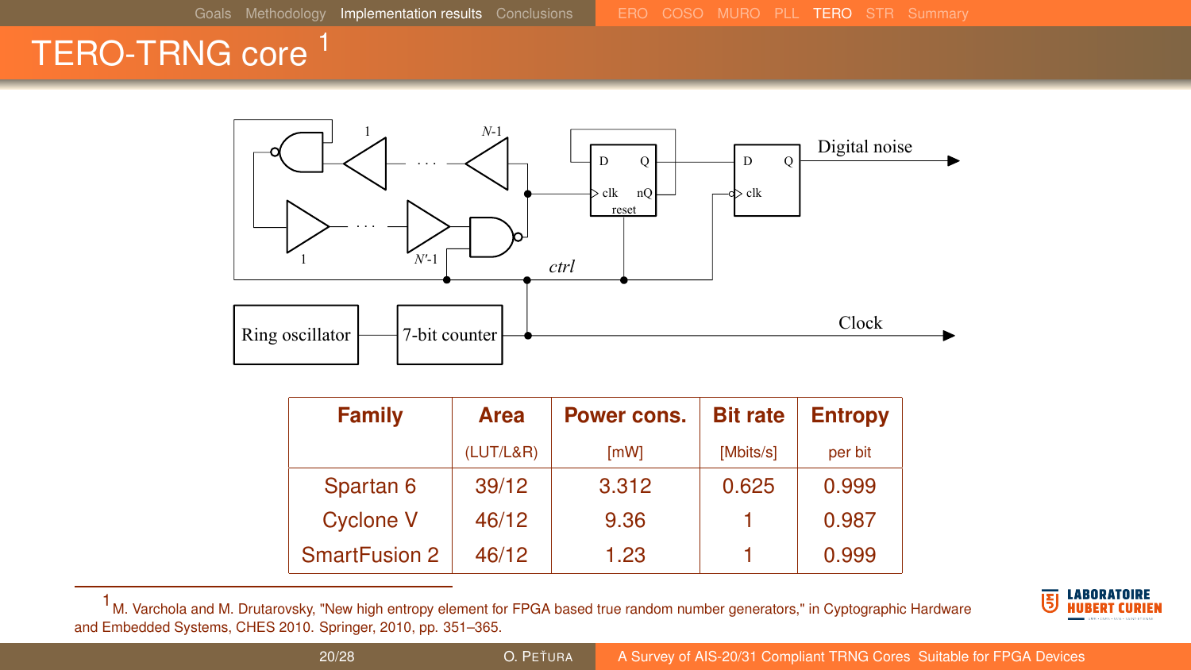# TERO-TRNG core [1]

| Family | Area | Power cons. | Bit rate | Entropy |
|---|---|---|---|---|
| | (LUT/L&R) | [mW] | [Mbits/s] | per bit |
| Spartan 6 | 39/12 | 3.312 | 0.625 | 0.999 |
| Cyclone V | 46/12 | 9.36 | 1 | 0.987 |
| SmartFusion 2 | 46/12 | 1.23 | 1 | 0.999 |

[1] M. Varchola and M. Drutarovsky, "New high entropy element for FPGA based true random number generators," in Cyptographic Hardware and Embedded Systems, CHES 2010. Springer, 2010, pp. 351–365.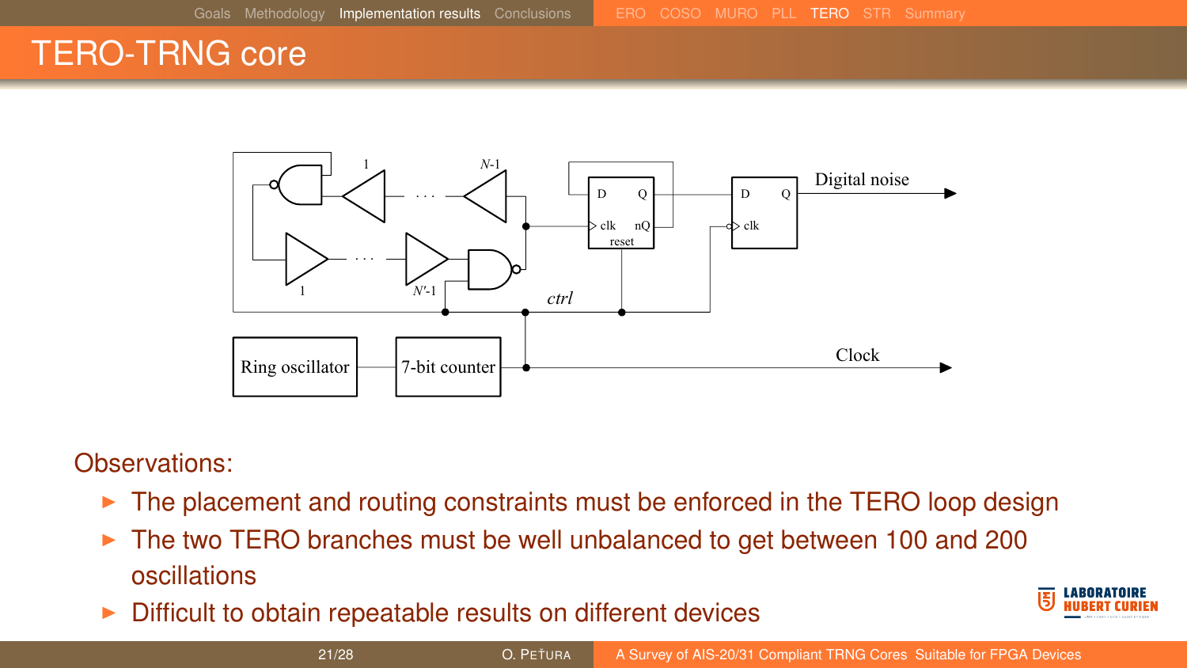# TERO-TRNG core

Observations:

- The placement and routing constraints must be enforced in the TERO loop design
- The two TERO branches must be well unbalanced to get between 100 and 200 oscillations
- Difficult to obtain repeatable results on different devices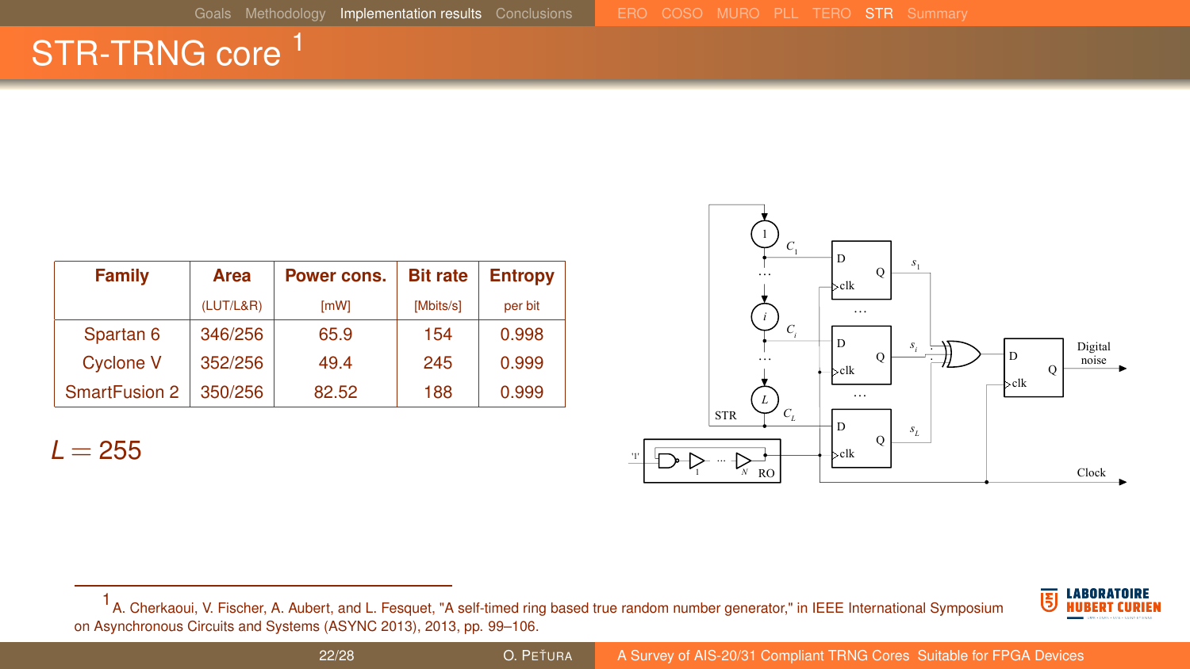# STR-TRNG core [1]

| Family | Area (LUT/L&R) | Power cons. [mW] | Bit rate [Mbits/s] | Entropy per bit |
|---|---|---|---|---|
| Spartan 6 | 346/256 | 65.9 | 154 | 0.998 |
| Cyclone V | 352/256 | 49.4 | 245 | 0.999 |
| SmartFusion 2 | 350/256 | 82.52 | 188 | 0.999 |

$L = 255$

[1] A. Cherkaoui, V. Fischer, A. Aubert, and L. Fesquet, "A self-timed ring based true random number generator," in IEEE International Symposium on Asynchronous Circuits and Systems (ASYNC 2013), 2013, pp. 99–106.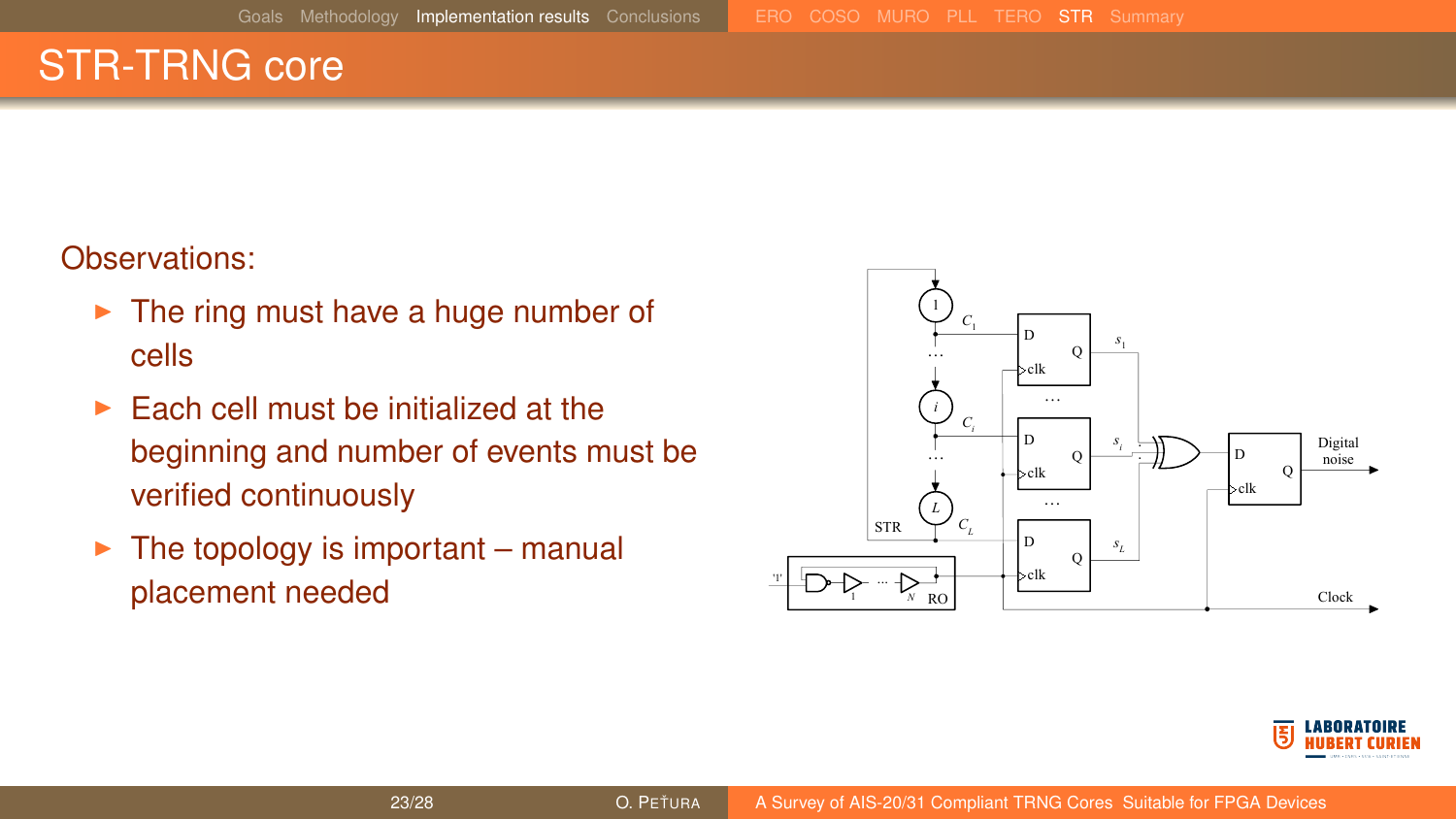# STR-TRNG core

Observations:

- The ring must have a huge number of cells
- Each cell must be initialized at the beginning and number of events must be verified continuously
- The topology is important – manual placement needed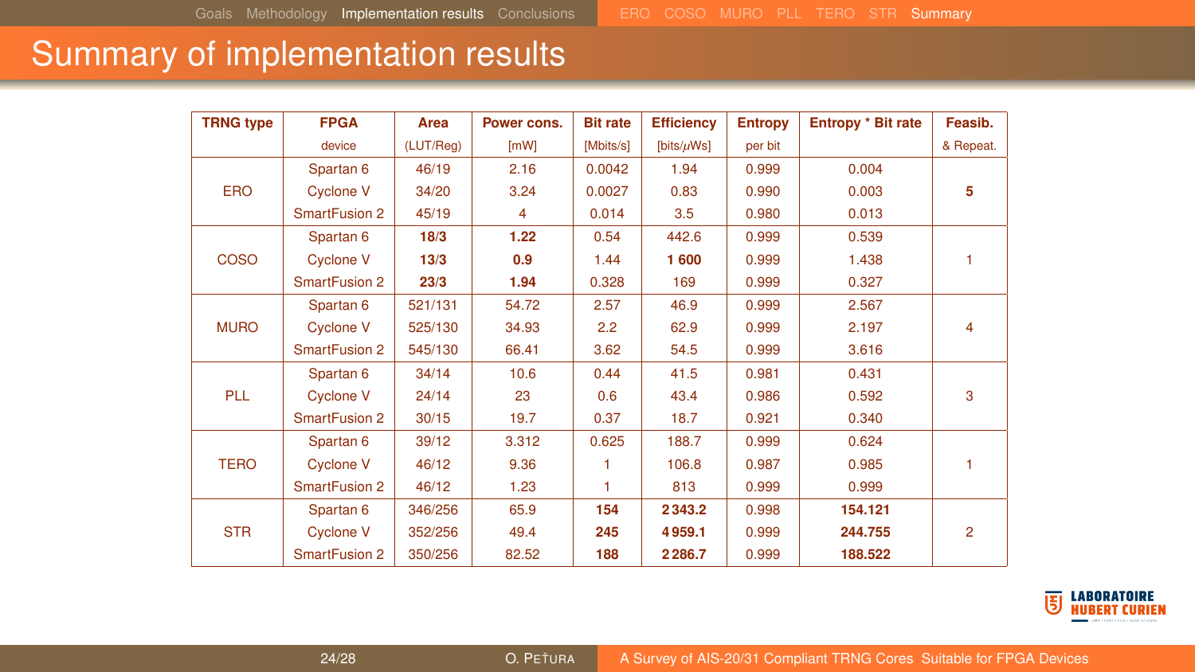# Summary of implementation results

| TRNG type | FPGA device | Area (LUT/Reg) | Power cons. [mW] | Bit rate [Mbits/s] | Efficiency [bits/$\mu$Ws] | Entropy per bit | Entropy * Bit rate | Feasib. & Repeat. |
|---|---|---|---|---|---|---|---|---|
| ERO | Spartan 6 | 46/19 | 2.16 | 0.0042 | 1.94 | 0.999 | 0.004 | **5** |
| | Cyclone V | 34/20 | 3.24 | 0.0027 | 0.83 | 0.990 | 0.003 | |
| | SmartFusion 2 | 45/19 | 4 | 0.014 | 3.5 | 0.980 | 0.013 | |
| COSO | Spartan 6 | **18/3** | **1.22** | 0.54 | 442.6 | 0.999 | 0.539 | 1 |
| | Cyclone V | **13/3** | **0.9** | 1.44 | **1 600** | 0.999 | 1.438 | |
| | SmartFusion 2 | **23/3** | **1.94** | 0.328 | 169 | 0.999 | 0.327 | |
| MURO | Spartan 6 | 521/131 | 54.72 | 2.57 | 46.9 | 0.999 | 2.567 | 4 |
| | Cyclone V | 525/130 | 34.93 | 2.2 | 62.9 | 0.999 | 2.197 | |
| | SmartFusion 2 | 545/130 | 66.41 | 3.62 | 54.5 | 0.999 | 3.616 | |
| PLL | Spartan 6 | 34/14 | 10.6 | 0.44 | 41.5 | 0.981 | 0.431 | 3 |
| | Cyclone V | 24/14 | 23 | 0.6 | 43.4 | 0.986 | 0.592 | |
| | SmartFusion 2 | 30/15 | 19.7 | 0.37 | 18.7 | 0.921 | 0.340 | |
| TERO | Spartan 6 | 39/12 | 3.312 | 0.625 | 188.7 | 0.999 | 0.624 | 1 |
| | Cyclone V | 46/12 | 9.36 | 1 | 106.8 | 0.987 | 0.985 | |
| | SmartFusion 2 | 46/12 | 1.23 | 1 | 813 | 0.999 | 0.999 | |
| STR | Spartan 6 | 346/256 | 65.9 | **154** | **2 343.2** | 0.998 | **154.121** | 2 |
| | Cyclone V | 352/256 | 49.4 | **245** | **4 959.1** | 0.999 | **244.755** | |
| | SmartFusion 2 | 350/256 | 82.52 | **188** | **2 286.7** | 0.999 | **188.522** | |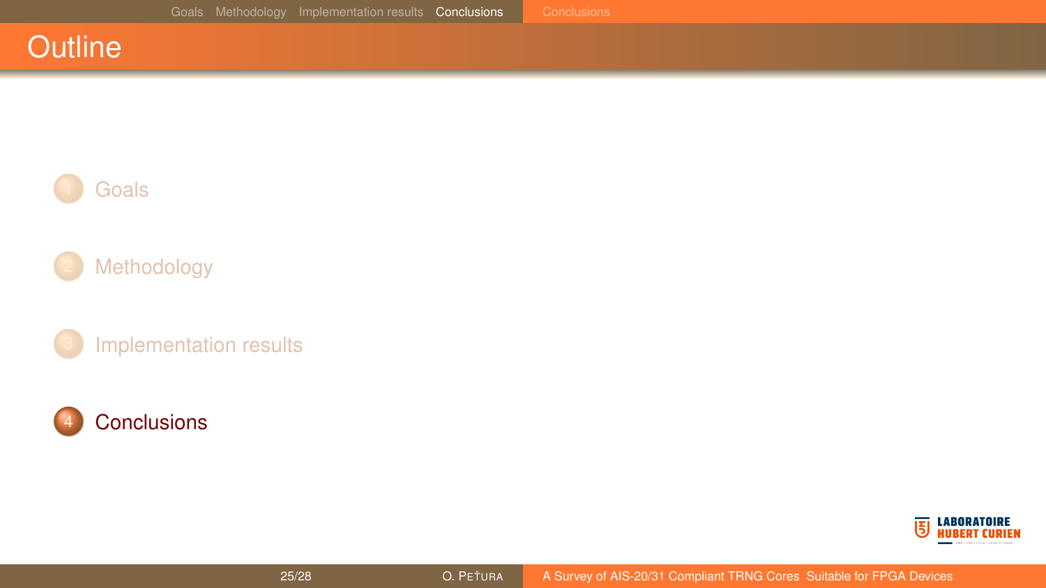# Outline

1. Goals
2. Methodology
3. Implementation results
4. Conclusions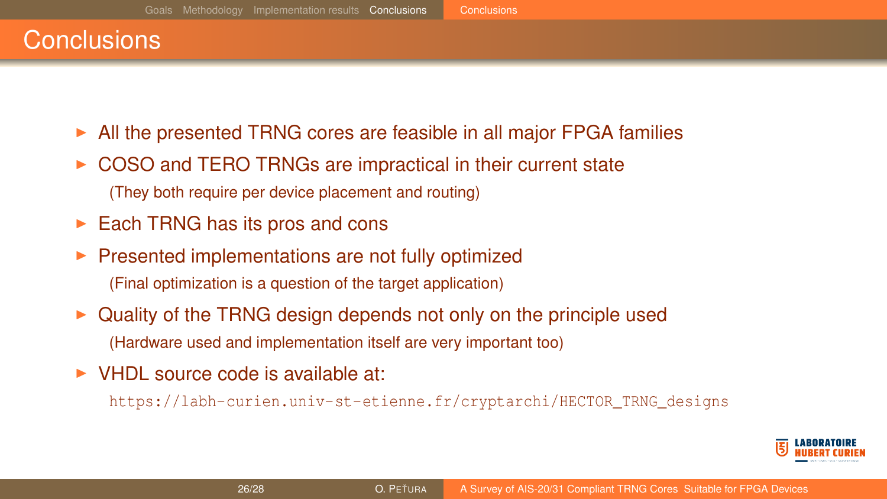# Conclusions

- All the presented TRNG cores are feasible in all major FPGA families
- COSO and TERO TRNGs are impractical in their current state
  (They both require per device placement and routing)
- Each TRNG has its pros and cons
- Presented implementations are not fully optimized
  (Final optimization is a question of the target application)
- Quality of the TRNG design depends not only on the principle used
  (Hardware used and implementation itself are very important too)
- VHDL source code is available at:
  `https://labh-curien.univ-st-etienne.fr/cryptarchi/HECTOR_TRNG_designs`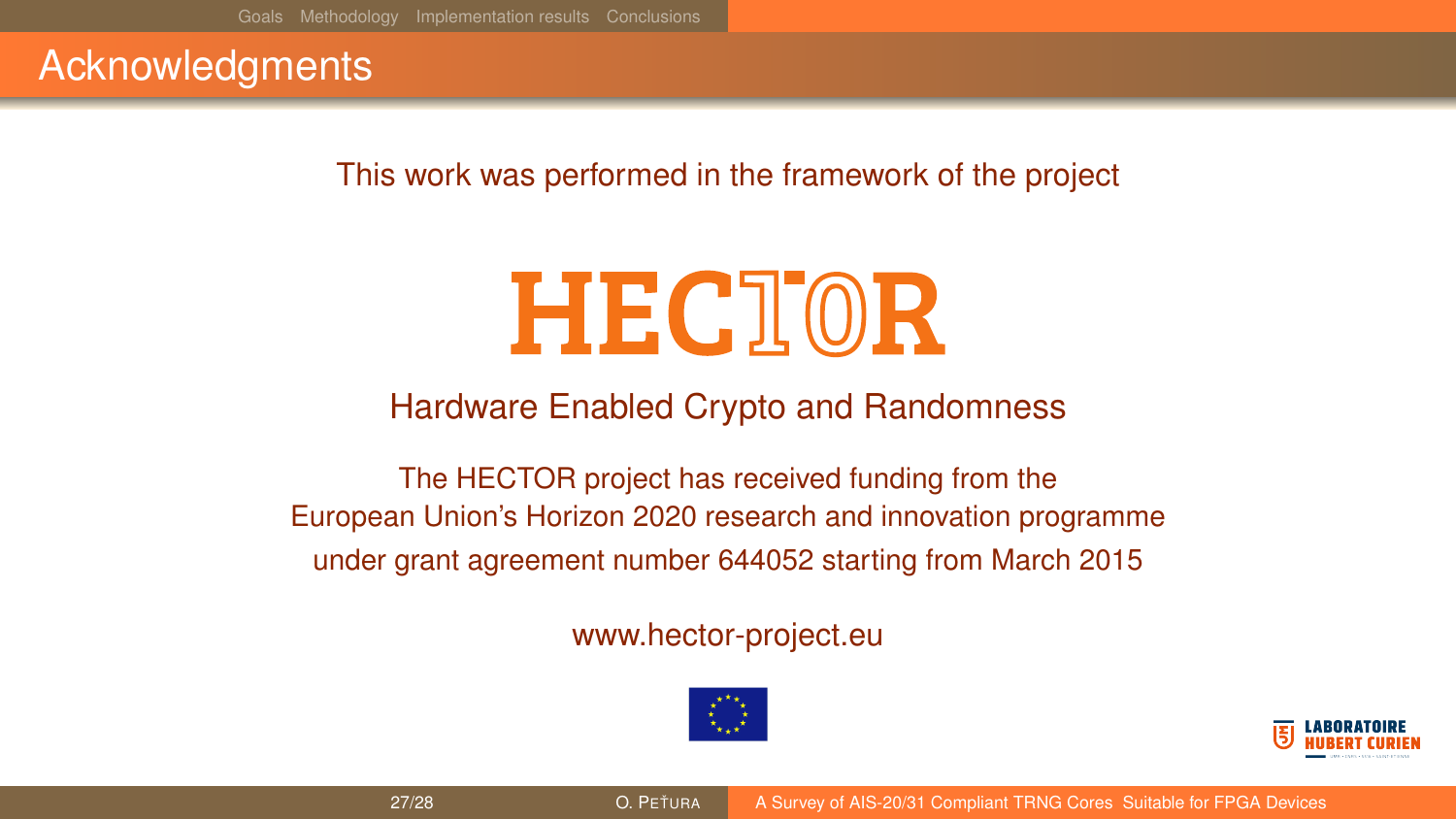# Acknowledgments

This work was performed in the framework of the project

**HECTOR**

Hardware Enabled Crypto and Randomness

The HECTOR project has received funding from the European Union's Horizon 2020 research and innovation programme under grant agreement number 644052 starting from March 2015

www.hector-project.eu

LABORATOIRE HUBERT CURIEN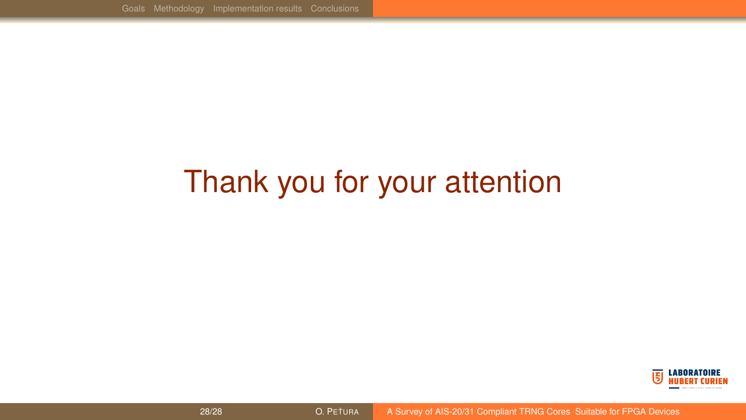# Thank you for your attention